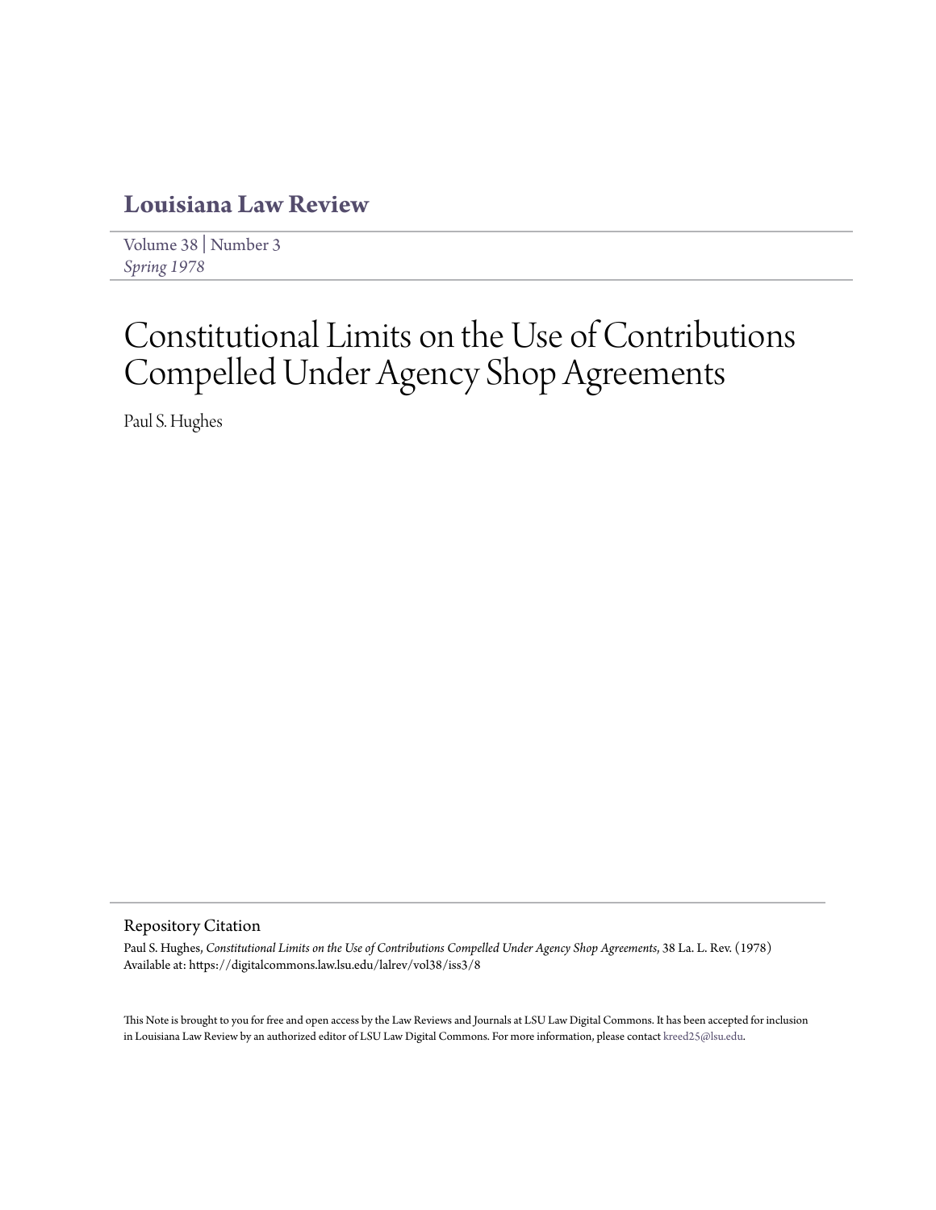# Louisiana Law Review

Volume 38 | Number 3
*Spring 1978*

# Constitutional Limits on the Use of Contributions Compelled Under Agency Shop Agreements

Paul S. Hughes

## Repository Citation

Paul S. Hughes, *Constitutional Limits on the Use of Contributions Compelled Under Agency Shop Agreements*, 38 La. L. Rev. (1978)
Available at: https://digitalcommons.law.lsu.edu/lalrev/vol38/iss3/8

This Note is brought to you for free and open access by the Law Reviews and Journals at LSU Law Digital Commons. It has been accepted for inclusion in Louisiana Law Review by an authorized editor of LSU Law Digital Commons. For more information, please contact kreed25@lsu.edu.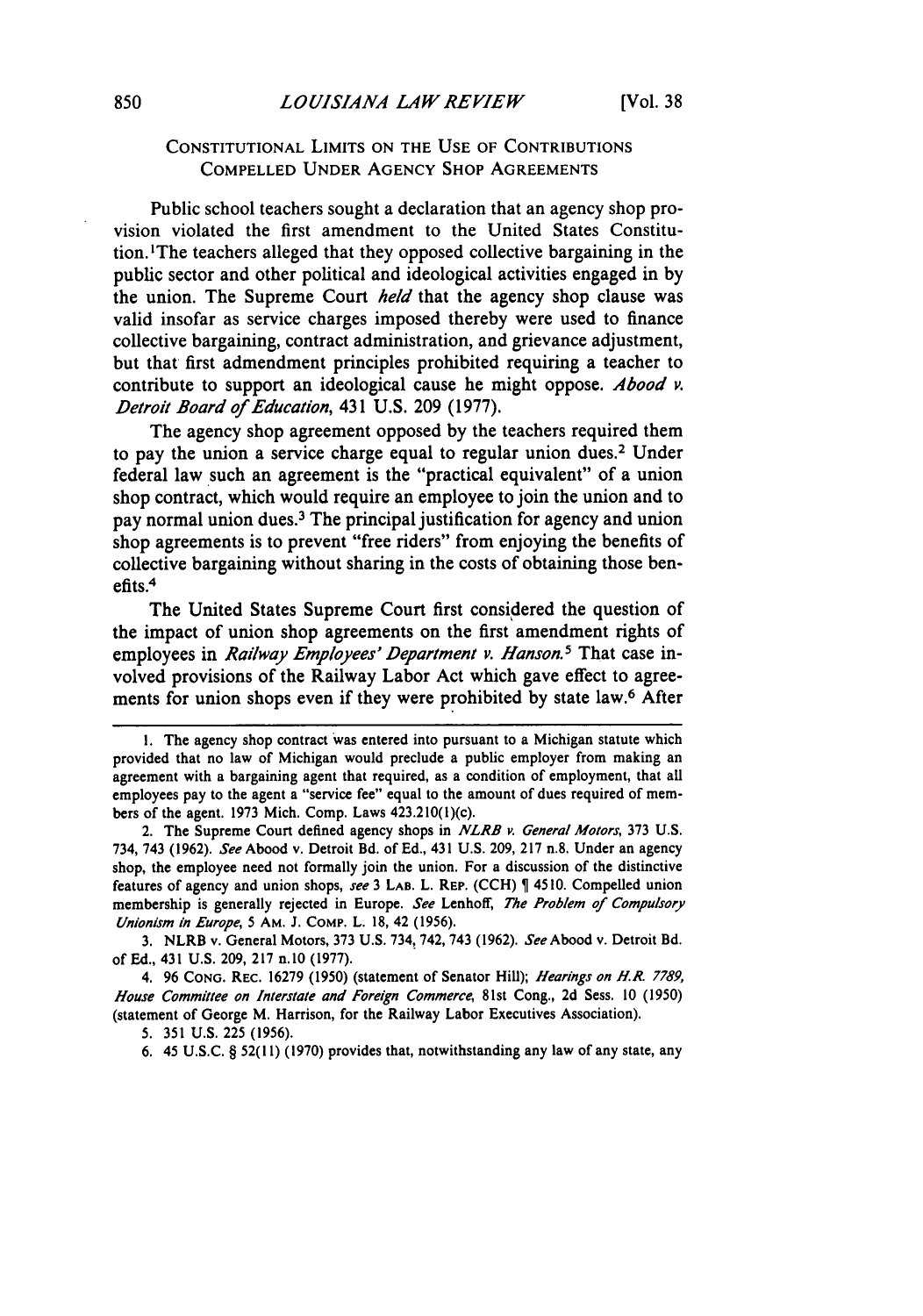## CONSTITUTIONAL LIMITS ON THE USE OF CONTRIBUTIONS COMPELLED UNDER AGENCY SHOP AGREEMENTS

Public school teachers sought a declaration that an agency shop provision violated the first amendment to the United States Constitution.[1] The teachers alleged that they opposed collective bargaining in the public sector and other political and ideological activities engaged in by the union. The Supreme Court *held* that the agency shop clause was valid insofar as service charges imposed thereby were used to finance collective bargaining, contract administration, and grievance adjustment, but that first admendment principles prohibited requiring a teacher to contribute to support an ideological cause he might oppose. *Abood v. Detroit Board of Education*, 431 U.S. 209 (1977).

The agency shop agreement opposed by the teachers required them to pay the union a service charge equal to regular union dues.[2] Under federal law such an agreement is the "practical equivalent" of a union shop contract, which would require an employee to join the union and to pay normal union dues.[3] The principal justification for agency and union shop agreements is to prevent "free riders" from enjoying the benefits of collective bargaining without sharing in the costs of obtaining those benefits.[4]

The United States Supreme Court first considered the question of the impact of union shop agreements on the first amendment rights of employees in *Railway Employees' Department v. Hanson.*[5] That case involved provisions of the Railway Labor Act which gave effect to agreements for union shops even if they were prohibited by state law.[6] After

---

1. The agency shop contract was entered into pursuant to a Michigan statute which provided that no law of Michigan would preclude a public employer from making an agreement with a bargaining agent that required, as a condition of employment, that all employees pay to the agent a "service fee" equal to the amount of dues required of members of the agent. 1973 Mich. Comp. Laws 423.210(1)(c).

2. The Supreme Court defined agency shops in *NLRB v. General Motors*, 373 U.S. 734, 743 (1962). *See* Abood v. Detroit Bd. of Ed., 431 U.S. 209, 217 n.8. Under an agency shop, the employee need not formally join the union. For a discussion of the distinctive features of agency and union shops, *see* 3 LAB. L. REP. (CCH) ¶ 4510. Compelled union membership is generally rejected in Europe. *See* Lenhoff, *The Problem of Compulsory Unionism in Europe*, 5 AM. J. COMP. L. 18, 42 (1956).

3. NLRB v. General Motors, 373 U.S. 734, 742, 743 (1962). *See* Abood v. Detroit Bd. of Ed., 431 U.S. 209, 217 n.10 (1977).

4. 96 CONG. REC. 16279 (1950) (statement of Senator Hill); *Hearings on H.R. 7789, House Committee on Interstate and Foreign Commerce*, 81st Cong., 2d Sess. 10 (1950) (statement of George M. Harrison, for the Railway Labor Executives Association).

5. 351 U.S. 225 (1956).

6. 45 U.S.C. § 52(11) (1970) provides that, notwithstanding any law of any state, any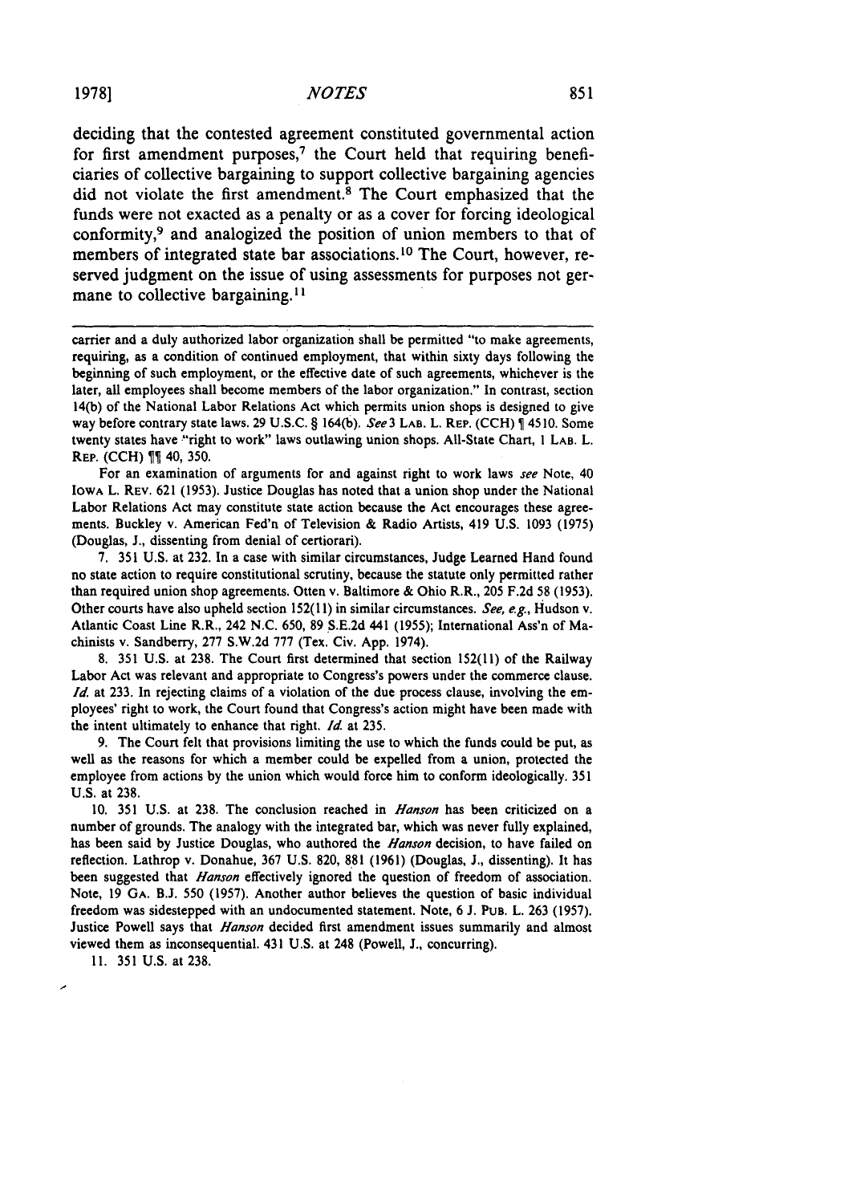deciding that the contested agreement constituted governmental action for first amendment purposes,[7] the Court held that requiring beneficiaries of collective bargaining to support collective bargaining agencies did not violate the first amendment.[8] The Court emphasized that the funds were not exacted as a penalty or as a cover for forcing ideological conformity,[9] and analogized the position of union members to that of members of integrated state bar associations.[10] The Court, however, reserved judgment on the issue of using assessments for purposes not germane to collective bargaining.[11]

---

carrier and a duly authorized labor organization shall be permitted "to make agreements, requiring, as a condition of continued employment, that within sixty days following the beginning of such employment, or the effective date of such agreements, whichever is the later, all employees shall become members of the labor organization." In contrast, section 14(b) of the National Labor Relations Act which permits union shops is designed to give way before contrary state laws. 29 U.S.C. § 164(b). *See* 3 LAB. L. REP. (CCH) ¶ 4510. Some twenty states have "right to work" laws outlawing union shops. All-State Chart, 1 LAB. L. REP. (CCH) ¶¶ 40, 350.

For an examination of arguments for and against right to work laws *see* Note, 40 IOWA L. REV. 621 (1953). Justice Douglas has noted that a union shop under the National Labor Relations Act may constitute state action because the Act encourages these agreements. Buckley v. American Fed'n of Television & Radio Artists, 419 U.S. 1093 (1975) (Douglas, J., dissenting from denial of certiorari).

7. 351 U.S. at 232. In a case with similar circumstances, Judge Learned Hand found no state action to require constitutional scrutiny, because the statute only permitted rather than required union shop agreements. Otten v. Baltimore & Ohio R.R., 205 F.2d 58 (1953). Other courts have also upheld section 152(11) in similar circumstances. *See, e.g.*, Hudson v. Atlantic Coast Line R.R., 242 N.C. 650, 89 S.E.2d 441 (1955); International Ass'n of Machinists v. Sandberry, 277 S.W.2d 777 (Tex. Civ. App. 1974).

8. 351 U.S. at 238. The Court first determined that section 152(11) of the Railway Labor Act was relevant and appropriate to Congress's powers under the commerce clause. *Id.* at 233. In rejecting claims of a violation of the due process clause, involving the employees' right to work, the Court found that Congress's action might have been made with the intent ultimately to enhance that right. *Id.* at 235.

9. The Court felt that provisions limiting the use to which the funds could be put, as well as the reasons for which a member could be expelled from a union, protected the employee from actions by the union which would force him to conform ideologically. 351 U.S. at 238.

10. 351 U.S. at 238. The conclusion reached in *Hanson* has been criticized on a number of grounds. The analogy with the integrated bar, which was never fully explained, has been said by Justice Douglas, who authored the *Hanson* decision, to have failed on reflection. Lathrop v. Donahue, 367 U.S. 820, 881 (1961) (Douglas, J., dissenting). It has been suggested that *Hanson* effectively ignored the question of freedom of association. Note, 19 GA. B.J. 550 (1957). Another author believes the question of basic individual freedom was sidestepped with an undocumented statement. Note, 6 J. PUB. L. 263 (1957). Justice Powell says that *Hanson* decided first amendment issues summarily and almost viewed them as inconsequential. 431 U.S. at 248 (Powell, J., concurring).

11. 351 U.S. at 238.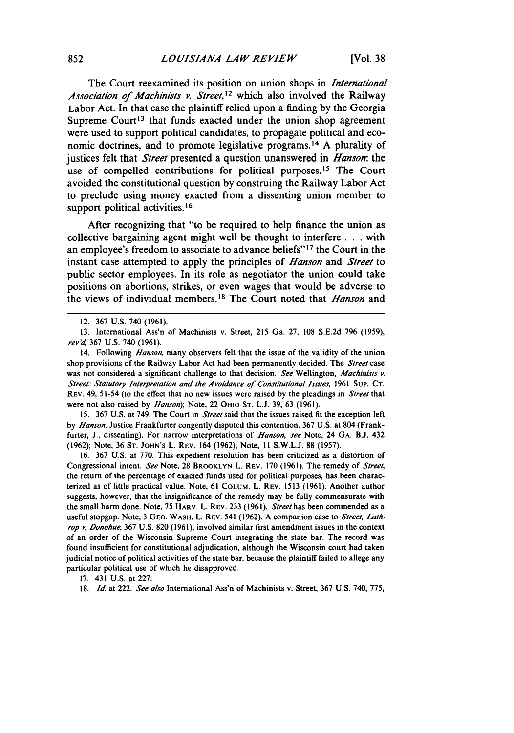The Court reexamined its position on union shops in *International Association of Machinists v. Street*,[12] which also involved the Railway Labor Act. In that case the plaintiff relied upon a finding by the Georgia Supreme Court[13] that funds exacted under the union shop agreement were used to support political candidates, to propagate political and economic doctrines, and to promote legislative programs.[14] A plurality of justices felt that *Street* presented a question unanswered in *Hanson*: the use of compelled contributions for political purposes.[15] The Court avoided the constitutional question by construing the Railway Labor Act to preclude using money exacted from a dissenting union member to support political activities.[16]

After recognizing that "to be required to help finance the union as collective bargaining agent might well be thought to interfere . . . with an employee's freedom to associate to advance beliefs"[17] the Court in the instant case attempted to apply the principles of *Hanson* and *Street* to public sector employees. In its role as negotiator the union could take positions on abortions, strikes, or even wages that would be adverse to the views of individual members.[18] The Court noted that *Hanson* and

---

12. 367 U.S. 740 (1961).

13. International Ass'n of Machinists v. Street, 215 Ga. 27, 108 S.E.2d 796 (1959), *rev'd*, 367 U.S. 740 (1961).

14. Following *Hanson*, many observers felt that the issue of the validity of the union shop provisions of the Railway Labor Act had been permanently decided. The *Street* case was not considered a significant challenge to that decision. *See* Wellington, *Machinists v. Street: Statutory Interpretation and the Avoidance of Constitutional Issues*, 1961 SUP. CT. REV. 49, 51-54 (to the effect that no new issues were raised by the pleadings in *Street* that were not also raised by *Hanson*); Note, 22 OHIO ST. L.J. 39, 63 (1961).

15. 367 U.S. at 749. The Court in *Street* said that the issues raised fit the exception left by *Hanson*. Justice Frankfurter cogently disputed this contention. 367 U.S. at 804 (Frankfurter, J., dissenting). For narrow interpretations of *Hanson*, *see* Note, 24 GA. B.J. 432 (1962); Note, 36 ST. JOHN'S L. REV. 164 (1962); Note, 11 S.W.L.J. 88 (1957).

16. 367 U.S. at 770. This expedient resolution has been criticized as a distortion of Congressional intent. *See* Note, 28 BROOKLYN L. REV. 170 (1961). The remedy of *Street*, the return of the percentage of exacted funds used for political purposes, has been characterized as of little practical value. Note, 61 COLUM. L. REV. 1513 (1961). Another author suggests, however, that the insignificance of the remedy may be fully commensurate with the small harm done. Note, 75 HARV. L. REV. 233 (1961). *Street* has been commended as a useful stopgap. Note, 3 GEO. WASH. L. REV. 541 (1962). A companion case to *Street*, *Lathrop v. Donohue*, 367 U.S. 820 (1961), involved similar first amendment issues in the context of an order of the Wisconsin Supreme Court integrating the state bar. The record was found insufficient for constitutional adjudication, although the Wisconsin court had taken judicial notice of political activities of the state bar, because the plaintiff failed to allege any particular political use of which he disapproved.

17. 431 U.S. at 227.

18. *Id.* at 222. *See also* International Ass'n of Machinists v. Street, 367 U.S. 740, 775,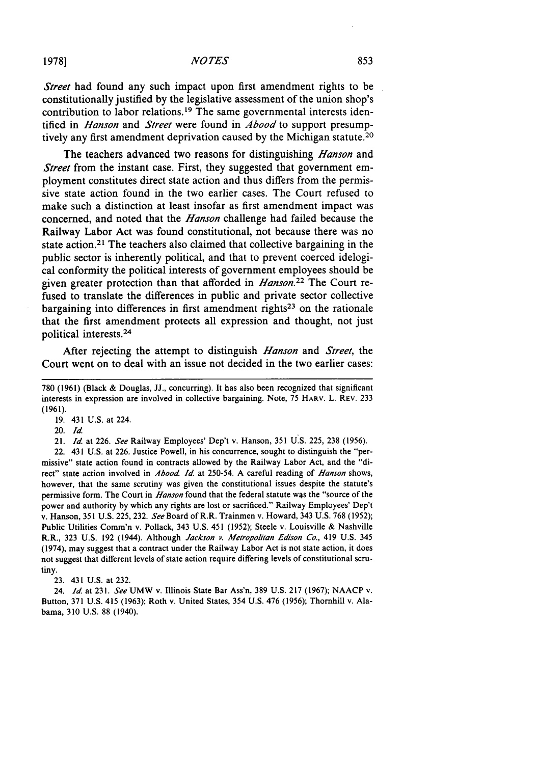*Street* had found any such impact upon first amendment rights to be constitutionally justified by the legislative assessment of the union shop's contribution to labor relations.[19] The same governmental interests identified in *Hanson* and *Street* were found in *Abood* to support presumptively any first amendment deprivation caused by the Michigan statute.[20]

The teachers advanced two reasons for distinguishing *Hanson* and *Street* from the instant case. First, they suggested that government employment constitutes direct state action and thus differs from the permissive state action found in the two earlier cases. The Court refused to make such a distinction at least insofar as first amendment impact was concerned, and noted that the *Hanson* challenge had failed because the Railway Labor Act was found constitutional, not because there was no state action.[21] The teachers also claimed that collective bargaining in the public sector is inherently political, and that to prevent coerced ideological conformity the political interests of government employees should be given greater protection than that afforded in *Hanson*.[22] The Court refused to translate the differences in public and private sector collective bargaining into differences in first amendment rights[23] on the rationale that the first amendment protects all expression and thought, not just political interests.[24]

After rejecting the attempt to distinguish *Hanson* and *Street*, the Court went on to deal with an issue not decided in the two earlier cases:

---

780 (1961) (Black & Douglas, JJ., concurring). It has also been recognized that significant interests in expression are involved in collective bargaining. Note, 75 HARV. L. REV. 233 (1961).

19. 431 U.S. at 224.

20. *Id.*

21. *Id.* at 226. *See* Railway Employees' Dep't v. Hanson, 351 U.S. 225, 238 (1956).

22. 431 U.S. at 226. Justice Powell, in his concurrence, sought to distinguish the "permissive" state action found in contracts allowed by the Railway Labor Act, and the "direct" state action involved in *Abood*. *Id.* at 250-54. A careful reading of *Hanson* shows, however, that the same scrutiny was given the constitutional issues despite the statute's permissive form. The Court in *Hanson* found that the federal statute was the "source of the power and authority by which any rights are lost or sacrificed." Railway Employees' Dep't v. Hanson, 351 U.S. 225, 232. *See* Board of R.R. Trainmen v. Howard, 343 U.S. 768 (1952); Public Utilities Comm'n v. Pollack, 343 U.S. 451 (1952); Steele v. Louisville & Nashville R.R., 323 U.S. 192 (1944). Although *Jackson v. Metropolitan Edison Co.*, 419 U.S. 345 (1974), may suggest that a contract under the Railway Labor Act is not state action, it does not suggest that different levels of state action require differing levels of constitutional scrutiny.

23. 431 U.S. at 232.

24. *Id.* at 231. *See* UMW v. Illinois State Bar Ass'n, 389 U.S. 217 (1967); NAACP v. Button, 371 U.S. 415 (1963); Roth v. United States, 354 U.S. 476 (1956); Thornhill v. Alabama, 310 U.S. 88 (1940).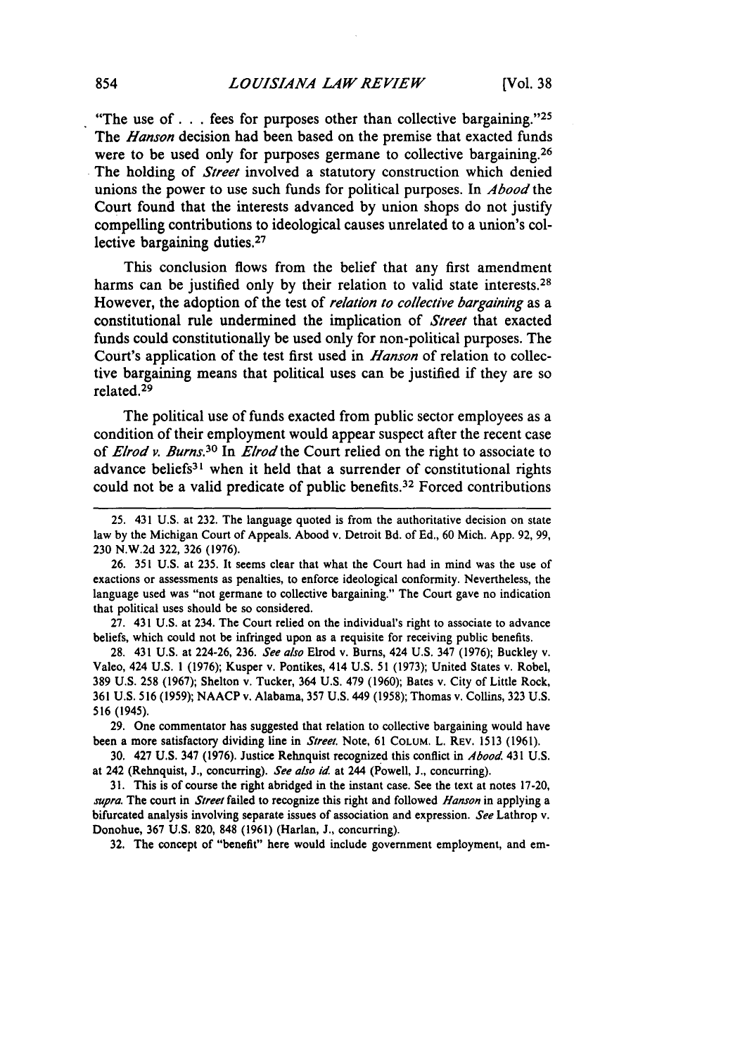"The use of . . . fees for purposes other than collective bargaining."[25] The *Hanson* decision had been based on the premise that exacted funds were to be used only for purposes germane to collective bargaining.[26] The holding of *Street* involved a statutory construction which denied unions the power to use such funds for political purposes. In *Abood* the Court found that the interests advanced by union shops do not justify compelling contributions to ideological causes unrelated to a union's collective bargaining duties.[27]

This conclusion flows from the belief that any first amendment harms can be justified only by their relation to valid state interests.[28] However, the adoption of the test of *relation to collective bargaining* as a constitutional rule undermined the implication of *Street* that exacted funds could constitutionally be used only for non-political purposes. The Court's application of the test first used in *Hanson* of relation to collective bargaining means that political uses can be justified if they are so related.[29]

The political use of funds exacted from public sector employees as a condition of their employment would appear suspect after the recent case of *Elrod v. Burns*.[30] In *Elrod* the Court relied on the right to associate to advance beliefs[31] when it held that a surrender of constitutional rights could not be a valid predicate of public benefits.[32] Forced contributions

---

25. 431 U.S. at 232. The language quoted is from the authoritative decision on state law by the Michigan Court of Appeals. Abood v. Detroit Bd. of Ed., 60 Mich. App. 92, 99, 230 N.W.2d 322, 326 (1976).

26. 351 U.S. at 235. It seems clear that what the Court had in mind was the use of exactions or assessments as penalties, to enforce ideological conformity. Nevertheless, the language used was "not germane to collective bargaining." The Court gave no indication that political uses should be so considered.

27. 431 U.S. at 234. The Court relied on the individual's right to associate to advance beliefs, which could not be infringed upon as a requisite for receiving public benefits.

28. 431 U.S. at 224-26, 236. *See also* Elrod v. Burns, 424 U.S. 347 (1976); Buckley v. Valeo, 424 U.S. 1 (1976); Kusper v. Pontikes, 414 U.S. 51 (1973); United States v. Robel, 389 U.S. 258 (1967); Shelton v. Tucker, 364 U.S. 479 (1960); Bates v. City of Little Rock, 361 U.S. 516 (1959); NAACP v. Alabama, 357 U.S. 449 (1958); Thomas v. Collins, 323 U.S. 516 (1945).

29. One commentator has suggested that relation to collective bargaining would have been a more satisfactory dividing line in *Street*. Note, 61 COLUM. L. REV. 1513 (1961).

30. 427 U.S. 347 (1976). Justice Rehnquist recognized this conflict in *Abood*. 431 U.S. at 242 (Rehnquist, J., concurring). *See also id.* at 244 (Powell, J., concurring).

31. This is of course the right abridged in the instant case. See the text at notes 17-20, *supra*. The court in *Street* failed to recognize this right and followed *Hanson* in applying a bifurcated analysis involving separate issues of association and expression. *See* Lathrop v. Donohue, 367 U.S. 820, 848 (1961) (Harlan, J., concurring).

32. The concept of "benefit" here would include government employment, and em-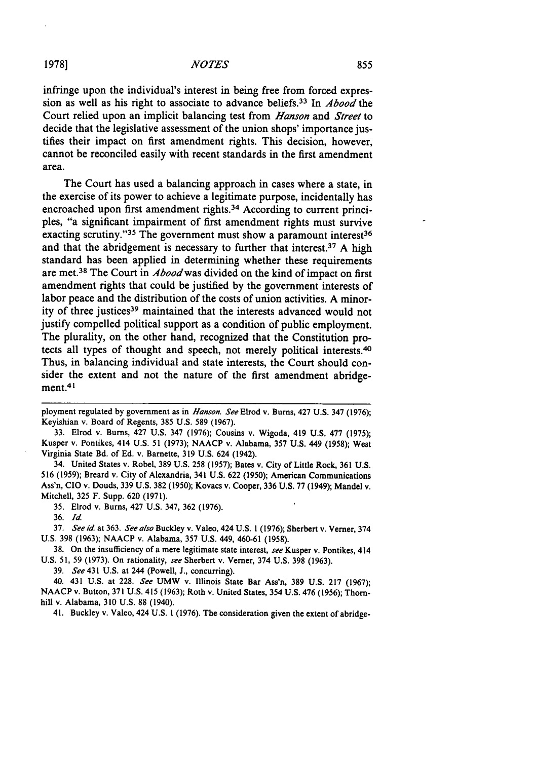infringe upon the individual's interest in being free from forced expression as well as his right to associate to advance beliefs.[33] In *Abood* the Court relied upon an implicit balancing test from *Hanson* and *Street* to decide that the legislative assessment of the union shops' importance justifies their impact on first amendment rights. This decision, however, cannot be reconciled easily with recent standards in the first amendment area.

The Court has used a balancing approach in cases where a state, in the exercise of its power to achieve a legitimate purpose, incidentally has encroached upon first amendment rights.[34] According to current principles, "a significant impairment of first amendment rights must survive exacting scrutiny."[35] The government must show a paramount interest[36] and that the abridgement is necessary to further that interest.[37] A high standard has been applied in determining whether these requirements are met.[38] The Court in *Abood* was divided on the kind of impact on first amendment rights that could be justified by the government interests of labor peace and the distribution of the costs of union activities. A minority of three justices[39] maintained that the interests advanced would not justify compelled political support as a condition of public employment. The plurality, on the other hand, recognized that the Constitution protects all types of thought and speech, not merely political interests.[40] Thus, in balancing individual and state interests, the Court should consider the extent and not the nature of the first amendment abridgement.[41]

---

ployment regulated by government as in *Hanson*. *See* Elrod v. Burns, 427 U.S. 347 (1976); Keyishian v. Board of Regents, 385 U.S. 589 (1967).

33. Elrod v. Burns, 427 U.S. 347 (1976); Cousins v. Wigoda, 419 U.S. 477 (1975); Kusper v. Pontikes, 414 U.S. 51 (1973); NAACP v. Alabama, 357 U.S. 449 (1958); West Virginia State Bd. of Ed. v. Barnette, 319 U.S. 624 (1942).

34. United States v. Robel, 389 U.S. 258 (1957); Bates v. City of Little Rock, 361 U.S. 516 (1959); Breard v. City of Alexandria, 341 U.S. 622 (1950); American Communications Ass'n, CIO v. Douds, 339 U.S. 382 (1950); Kovacs v. Cooper, 336 U.S. 77 (1949); Mandel v. Mitchell, 325 F. Supp. 620 (1971).

35. Elrod v. Burns, 427 U.S. 347, 362 (1976).

36. *Id.*

37. *See id.* at 363. *See also* Buckley v. Valeo, 424 U.S. 1 (1976); Sherbert v. Verner, 374 U.S. 398 (1963); NAACP v. Alabama, 357 U.S. 449, 460-61 (1958).

38. On the insufficiency of a mere legitimate state interest, *see* Kusper v. Pontikes, 414 U.S. 51, 59 (1973). On rationality, *see* Sherbert v. Verner, 374 U.S. 398 (1963).

39. *See* 431 U.S. at 244 (Powell, J., concurring).

40. 431 U.S. at 228. *See* UMW v. Illinois State Bar Ass'n, 389 U.S. 217 (1967); NAACP v. Button, 371 U.S. 415 (1963); Roth v. United States, 354 U.S. 476 (1956); Thornhill v. Alabama, 310 U.S. 88 (1940).

41. Buckley v. Valeo, 424 U.S. 1 (1976). The consideration given the extent of abridge-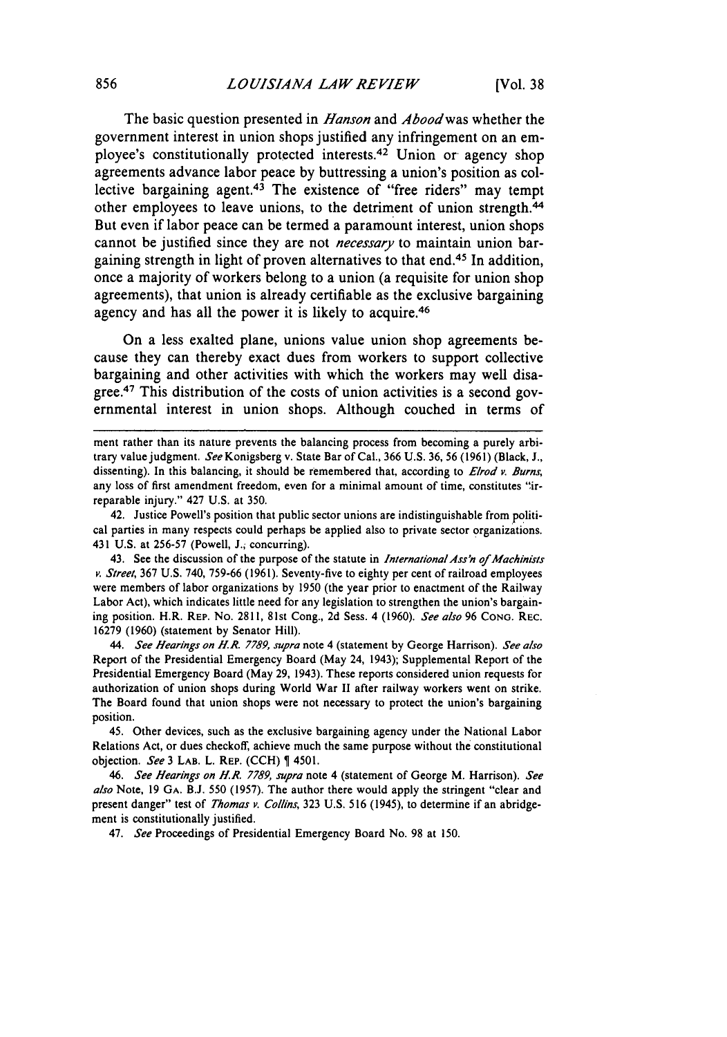The basic question presented in *Hanson* and *Abood* was whether the government interest in union shops justified any infringement on an employee's constitutionally protected interests.[42] Union or agency shop agreements advance labor peace by buttressing a union's position as collective bargaining agent.[43] The existence of "free riders" may tempt other employees to leave unions, to the detriment of union strength.[44] But even if labor peace can be termed a paramount interest, union shops cannot be justified since they are not *necessary* to maintain union bargaining strength in light of proven alternatives to that end.[45] In addition, once a majority of workers belong to a union (a requisite for union shop agreements), that union is already certifiable as the exclusive bargaining agency and has all the power it is likely to acquire.[46]

On a less exalted plane, unions value union shop agreements because they can thereby exact dues from workers to support collective bargaining and other activities with which the workers may well disagree.[47] This distribution of the costs of union activities is a second governmental interest in union shops. Although couched in terms of

---

ment rather than its nature prevents the balancing process from becoming a purely arbitrary value judgment. *See* Konigsberg v. State Bar of Cal., 366 U.S. 36, 56 (1961) (Black, J., dissenting). In this balancing, it should be remembered that, according to *Elrod v. Burns*, any loss of first amendment freedom, even for a minimal amount of time, constitutes "irreparable injury." 427 U.S. at 350.

42. Justice Powell's position that public sector unions are indistinguishable from political parties in many respects could perhaps be applied also to private sector organizations. 431 U.S. at 256-57 (Powell, J., concurring).

43. See the discussion of the purpose of the statute in *International Ass'n of Machinists v. Street*, 367 U.S. 740, 759-66 (1961). Seventy-five to eighty per cent of railroad employees were members of labor organizations by 1950 (the year prior to enactment of the Railway Labor Act), which indicates little need for any legislation to strengthen the union's bargaining position. H.R. REP. NO. 2811, 81st Cong., 2d Sess. 4 (1960). *See also* 96 CONG. REC. 16279 (1960) (statement by Senator Hill).

44. *See Hearings on H.R. 7789, supra* note 4 (statement by George Harrison). *See also* Report of the Presidential Emergency Board (May 24, 1943); Supplemental Report of the Presidential Emergency Board (May 29, 1943). These reports considered union requests for authorization of union shops during World War II after railway workers went on strike. The Board found that union shops were not necessary to protect the union's bargaining position.

45. Other devices, such as the exclusive bargaining agency under the National Labor Relations Act, or dues checkoff, achieve much the same purpose without the constitutional objection. *See* 3 LAB. L. REP. (CCH) ¶ 4501.

46. *See Hearings on H.R. 7789, supra* note 4 (statement of George M. Harrison). *See also* Note, 19 GA. B.J. 550 (1957). The author there would apply the stringent "clear and present danger" test of *Thomas v. Collins*, 323 U.S. 516 (1945), to determine if an abridgement is constitutionally justified.

47. *See* Proceedings of Presidential Emergency Board No. 98 at 150.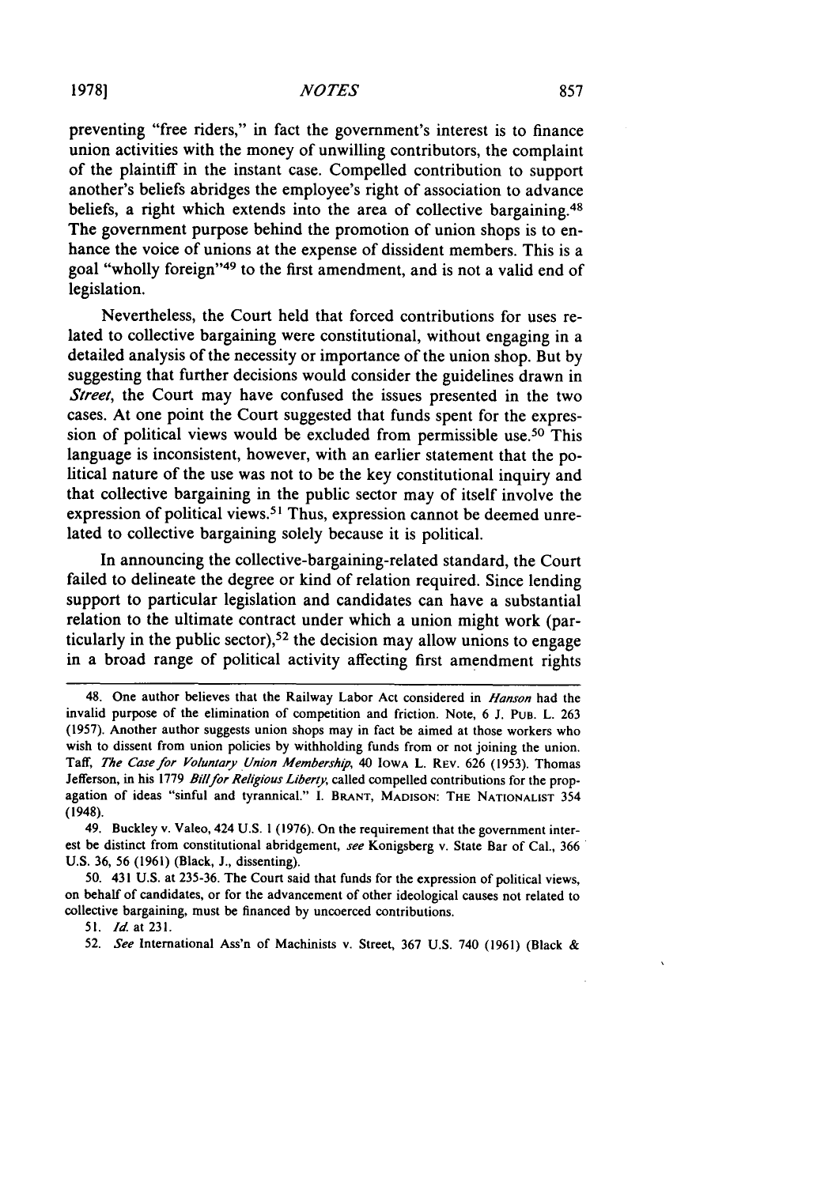preventing "free riders," in fact the government's interest is to finance union activities with the money of unwilling contributors, the complaint of the plaintiff in the instant case. Compelled contribution to support another's beliefs abridges the employee's right of association to advance beliefs, a right which extends into the area of collective bargaining.[48] The government purpose behind the promotion of union shops is to enhance the voice of unions at the expense of dissident members. This is a goal "wholly foreign"[49] to the first amendment, and is not a valid end of legislation.

Nevertheless, the Court held that forced contributions for uses related to collective bargaining were constitutional, without engaging in a detailed analysis of the necessity or importance of the union shop. But by suggesting that further decisions would consider the guidelines drawn in *Street*, the Court may have confused the issues presented in the two cases. At one point the Court suggested that funds spent for the expression of political views would be excluded from permissible use.[50] This language is inconsistent, however, with an earlier statement that the political nature of the use was not to be the key constitutional inquiry and that collective bargaining in the public sector may of itself involve the expression of political views.[51] Thus, expression cannot be deemed unrelated to collective bargaining solely because it is political.

In announcing the collective-bargaining-related standard, the Court failed to delineate the degree or kind of relation required. Since lending support to particular legislation and candidates can have a substantial relation to the ultimate contract under which a union might work (particularly in the public sector),[52] the decision may allow unions to engage in a broad range of political activity affecting first amendment rights

---

48. One author believes that the Railway Labor Act considered in *Hanson* had the invalid purpose of the elimination of competition and friction. Note, 6 J. PUB. L. 263 (1957). Another author suggests union shops may in fact be aimed at those workers who wish to dissent from union policies by withholding funds from or not joining the union. Taff, *The Case for Voluntary Union Membership*, 40 IOWA L. REV. 626 (1953). Thomas Jefferson, in his 1779 *Bill for Religious Liberty*, called compelled contributions for the propagation of ideas "sinful and tyrannical." I. BRANT, MADISON: THE NATIONALIST 354 (1948).

49. Buckley v. Valeo, 424 U.S. 1 (1976). On the requirement that the government interest be distinct from constitutional abridgement, *see* Konigsberg v. State Bar of Cal., 366 U.S. 36, 56 (1961) (Black, J., dissenting).

50. 431 U.S. at 235-36. The Court said that funds for the expression of political views, on behalf of candidates, or for the advancement of other ideological causes not related to collective bargaining, must be financed by uncoerced contributions.

51. *Id.* at 231.

52. *See* International Ass'n of Machinists v. Street, 367 U.S. 740 (1961) (Black &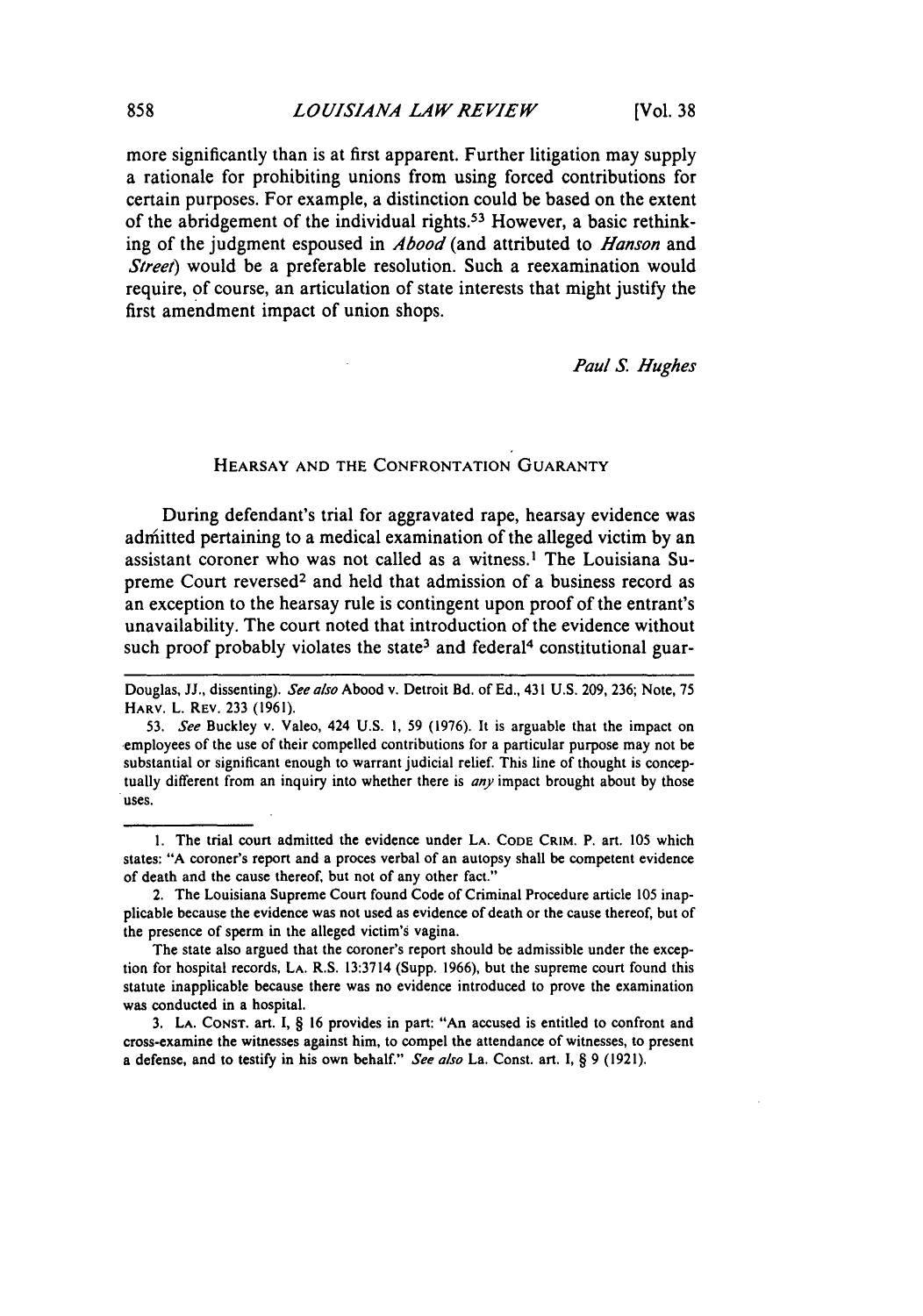more significantly than is at first apparent. Further litigation may supply a rationale for prohibiting unions from using forced contributions for certain purposes. For example, a distinction could be based on the extent of the abridgement of the individual rights.[53] However, a basic rethinking of the judgment espoused in *Abood* (and attributed to *Hanson* and *Street*) would be a preferable resolution. Such a reexamination would require, of course, an articulation of state interests that might justify the first amendment impact of union shops.

*Paul S. Hughes*

## HEARSAY AND THE CONFRONTATION GUARANTY

During defendant's trial for aggravated rape, hearsay evidence was admitted pertaining to a medical examination of the alleged victim by an assistant coroner who was not called as a witness.[1] The Louisiana Supreme Court reversed[2] and held that admission of a business record as an exception to the hearsay rule is contingent upon proof of the entrant's unavailability. The court noted that introduction of the evidence without such proof probably violates the state[3] and federal[4] constitutional guar-

---

Douglas, JJ., dissenting). *See also* Abood v. Detroit Bd. of Ed., 431 U.S. 209, 236; Note, 75 HARV. L. REV. 233 (1961).

53. *See* Buckley v. Valeo, 424 U.S. 1, 59 (1976). It is arguable that the impact on employees of the use of their compelled contributions for a particular purpose may not be substantial or significant enough to warrant judicial relief. This line of thought is conceptually different from an inquiry into whether there is *any* impact brought about by those uses.

---

1. The trial court admitted the evidence under LA. CODE CRIM. P. art. 105 which states: "A coroner's report and a proces verbal of an autopsy shall be competent evidence of death and the cause thereof, but not of any other fact."

2. The Louisiana Supreme Court found Code of Criminal Procedure article 105 inapplicable because the evidence was not used as evidence of death or the cause thereof, but of the presence of sperm in the alleged victim's vagina.

The state also argued that the coroner's report should be admissible under the exception for hospital records, LA. R.S. 13:3714 (Supp. 1966), but the supreme court found this statute inapplicable because there was no evidence introduced to prove the examination was conducted in a hospital.

3. LA. CONST. art. I, § 16 provides in part: "An accused is entitled to confront and cross-examine the witnesses against him, to compel the attendance of witnesses, to present a defense, and to testify in his own behalf." *See also* La. Const. art. I, § 9 (1921).